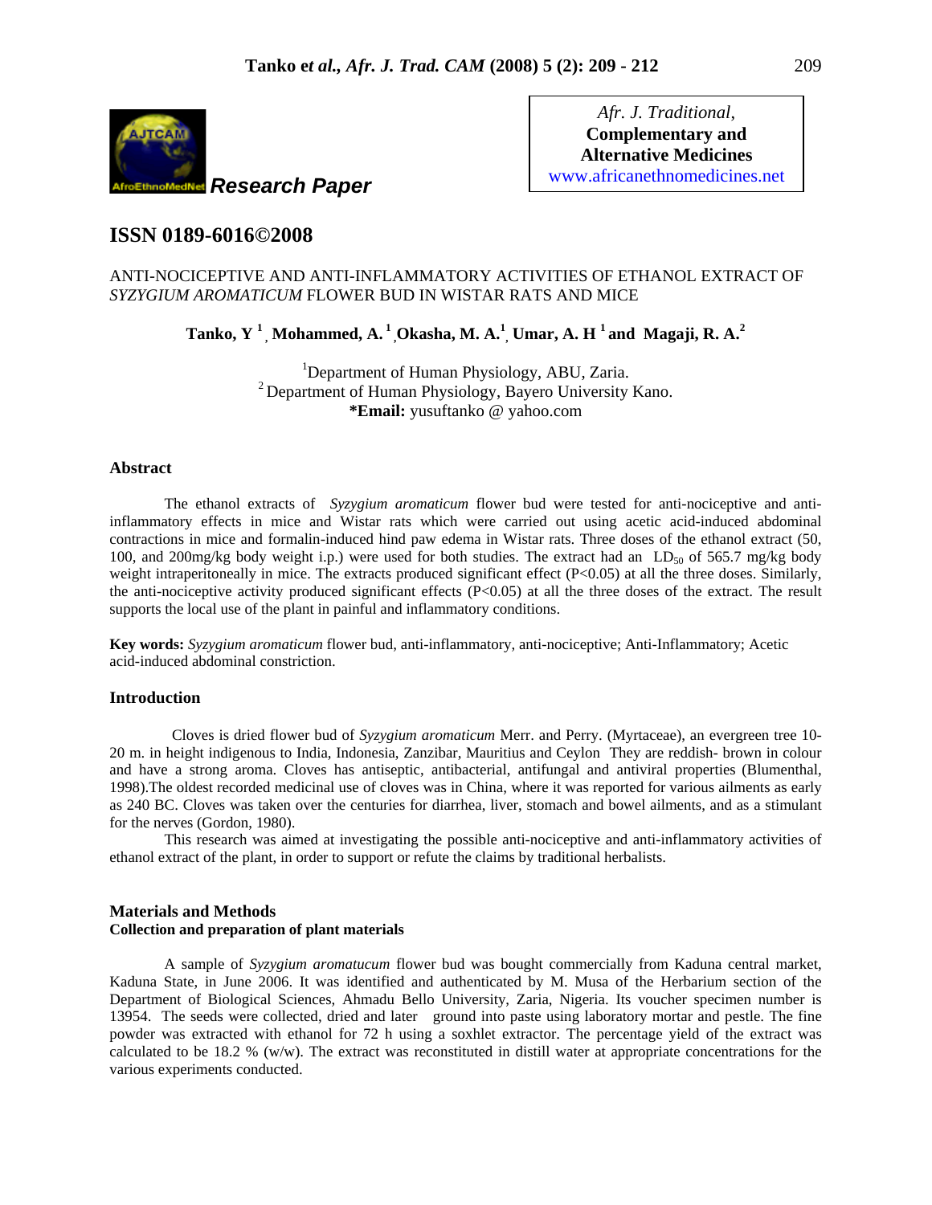**Research Paper**

Afr. J. Traditional,
**Complementary and Alternative Medicines**
www.africanethnomedicines.net

## ISSN 0189-6016©2008

# ANTI-NOCICEPTIVE AND ANTI-INFLAMMATORY ACTIVITIES OF ETHANOL EXTRACT OF *SYZYGIUM AROMATICUM* FLOWER BUD IN WISTAR RATS AND MICE

**Tanko, Y [1], Mohammed, A. [1], Okasha, M. A.[1], Umar, A. H [1] and Magaji, R. A.[2]**

[1]Department of Human Physiology, ABU, Zaria.
[2] Department of Human Physiology, Bayero University Kano.
***Email:** yusuftanko @ yahoo.com

### Abstract

The ethanol extracts of *Syzygium aromaticum* flower bud were tested for anti-nociceptive and anti-inflammatory effects in mice and Wistar rats which were carried out using acetic acid-induced abdominal contractions in mice and formalin-induced hind paw edema in Wistar rats. Three doses of the ethanol extract (50, 100, and 200mg/kg body weight i.p.) were used for both studies. The extract had an $LD_{50}$ of 565.7 mg/kg body weight intraperitoneally in mice. The extracts produced significant effect ($P<0.05$) at all the three doses. Similarly, the anti-nociceptive activity produced significant effects ($P<0.05$) at all the three doses of the extract. The result supports the local use of the plant in painful and inflammatory conditions.

**Key words:** *Syzygium aromaticum* flower bud, anti-inflammatory, anti-nociceptive; Anti-Inflammatory; Acetic acid-induced abdominal constriction.

### Introduction

Cloves is dried flower bud of *Syzygium aromaticum* Merr. and Perry. (Myrtaceae), an evergreen tree 10-20 m. in height indigenous to India, Indonesia, Zanzibar, Mauritius and Ceylon They are reddish- brown in colour and have a strong aroma. Cloves has antiseptic, antibacterial, antifungal and antiviral properties (Blumenthal, 1998).The oldest recorded medicinal use of cloves was in China, where it was reported for various ailments as early as 240 BC. Cloves was taken over the centuries for diarrhea, liver, stomach and bowel ailments, and as a stimulant for the nerves (Gordon, 1980).

This research was aimed at investigating the possible anti-nociceptive and anti-inflammatory activities of ethanol extract of the plant, in order to support or refute the claims by traditional herbalists.

### Materials and Methods

#### Collection and preparation of plant materials

A sample of *Syzygium aromatucum* flower bud was bought commercially from Kaduna central market, Kaduna State, in June 2006. It was identified and authenticated by M. Musa of the Herbarium section of the Department of Biological Sciences, Ahmadu Bello University, Zaria, Nigeria. Its voucher specimen number is 13954. The seeds were collected, dried and later ground into paste using laboratory mortar and pestle. The fine powder was extracted with ethanol for 72 h using a soxhlet extractor. The percentage yield of the extract was calculated to be 18.2 % (w/w). The extract was reconstituted in distill water at appropriate concentrations for the various experiments conducted.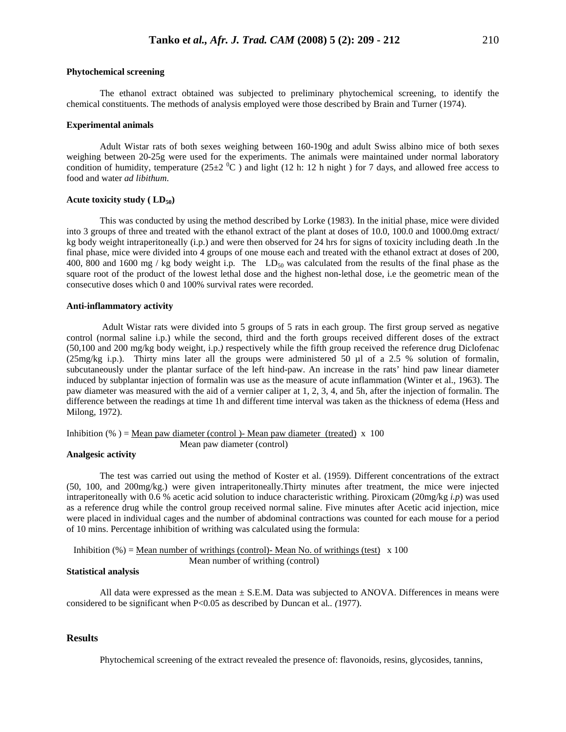### Phytochemical screening

The ethanol extract obtained was subjected to preliminary phytochemical screening, to identify the chemical constituents. The methods of analysis employed were those described by Brain and Turner (1974).

### Experimental animals

Adult Wistar rats of both sexes weighing between 160-190g and adult Swiss albino mice of both sexes weighing between 20-25g were used for the experiments. The animals were maintained under normal laboratory condition of humidity, temperature (25±2 $^0$C ) and light (12 h: 12 h night ) for 7 days, and allowed free access to food and water *ad libithum*.

### Acute toxicity study ( $LD_{50}$)

This was conducted by using the method described by Lorke (1983). In the initial phase, mice were divided into 3 groups of three and treated with the ethanol extract of the plant at doses of 10.0, 100.0 and 1000.0mg extract/ kg body weight intraperitoneally (i.p.) and were then observed for 24 hrs for signs of toxicity including death .In the final phase, mice were divided into 4 groups of one mouse each and treated with the ethanol extract at doses of 200, 400, 800 and 1600 mg / kg body weight i.p. The $LD_{50}$ was calculated from the results of the final phase as the square root of the product of the lowest lethal dose and the highest non-lethal dose, i.e the geometric mean of the consecutive doses which 0 and 100% survival rates were recorded.

### Anti-inflammatory activity

Adult Wistar rats were divided into 5 groups of 5 rats in each group. The first group served as negative control (normal saline i.p.) while the second, third and the forth groups received different doses of the extract (50,100 and 200 mg/kg body weight, i.p.*)* respectively while the fifth group received the reference drug Diclofenac (25mg/kg i.p.). Thirty mins later all the groups were administered 50 µl of a 2.5 % solution of formalin, subcutaneously under the plantar surface of the left hind-paw. An increase in the rats' hind paw linear diameter induced by subplantar injection of formalin was use as the measure of acute inflammation (Winter et al., 1963). The paw diameter was measured with the aid of a vernier caliper at 1, 2, 3, 4, and 5h, after the injection of formalin. The difference between the readings at time 1h and different time interval was taken as the thickness of edema (Hess and Milong, 1972).

$$\text{Inhibition (\%)} = \frac{\text{Mean paw diameter (control)} - \text{Mean paw diameter (treated)}}{\text{Mean paw diameter (control)}} \times 100$$

### Analgesic activity

The test was carried out using the method of Koster et al. (1959). Different concentrations of the extract (50, 100, and 200mg/kg.) were given intraperitoneally.Thirty minutes after treatment, the mice were injected intraperitoneally with 0.6 % acetic acid solution to induce characteristic writhing. Piroxicam (20mg/kg *i.p*) was used as a reference drug while the control group received normal saline. Five minutes after Acetic acid injection, mice were placed in individual cages and the number of abdominal contractions was counted for each mouse for a period of 10 mins. Percentage inhibition of writhing was calculated using the formula:

$$\text{Inhibition (\%)} = \frac{\text{Mean number of writhings (control)} - \text{Mean No. of writhings (test)}}{\text{Mean number of writhing (control)}} \times 100$$

### Statistical analysis

All data were expressed as the mean ± S.E.M. Data was subjected to ANOVA. Differences in means were considered to be significant when $P<0.05$ as described by Duncan et al*.. (*1977).

## Results

Phytochemical screening of the extract revealed the presence of: flavonoids, resins, glycosides, tannins,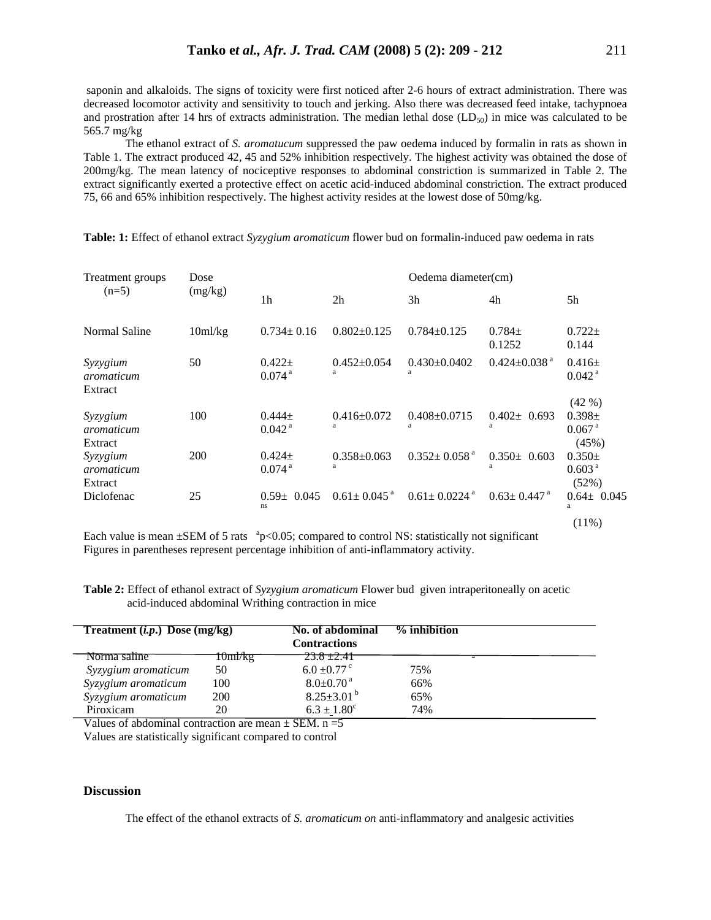saponin and alkaloids. The signs of toxicity were first noticed after 2-6 hours of extract administration. There was decreased locomotor activity and sensitivity to touch and jerking. Also there was decreased feed intake, tachypnoea and prostration after 14 hrs of extracts administration. The median lethal dose ($LD_{50}$) in mice was calculated to be 565.7 mg/kg

The ethanol extract of *S. aromatucum* suppressed the paw oedema induced by formalin in rats as shown in Table 1. The extract produced 42, 45 and 52% inhibition respectively. The highest activity was obtained the dose of 200mg/kg. The mean latency of nociceptive responses to abdominal constriction is summarized in Table 2. The extract significantly exerted a protective effect on acetic acid-induced abdominal constriction. The extract produced 75, 66 and 65% inhibition respectively. The highest activity resides at the lowest dose of 50mg/kg.

**Table: 1:** Effect of ethanol extract *Syzygium aromaticum* flower bud on formalin-induced paw oedema in rats

| Treatment groups (n=5) | Dose (mg/kg) | Oedema diameter(cm) | | | | |
|---|---|---|---|---|---|---|
| | | 1h | 2h | 3h | 4h | 5h |
| Normal Saline | 10ml/kg | 0.734± 0.16 | 0.802±0.125 | 0.784±0.125 | 0.784± 0.1252 | 0.722± 0.144 |
| *Syzygium aromaticum* Extract | 50 | 0.422± 0.074 [a] | 0.452±0.054 [a] | 0.430±0.0402 [a] | 0.424±0.038 [a] | 0.416± 0.042 [a] (42 %) |
| *Syzygium aromaticum* Extract | 100 | 0.444± 0.042 [a] | 0.416±0.072 [a] | 0.408±0.0715 [a] | 0.402± 0.693 [a] | 0.398± 0.067 [a] (45%) |
| *Syzygium aromaticum* Extract | 200 | 0.424± 0.074 [a] | 0.358±0.063 [a] | 0.352± 0.058 [a] | 0.350± 0.603 [a] | 0.350± 0.603 [a] (52%) |
| Diclofenac | 25 | 0.59± 0.045 [ns] | 0.61± 0.045 [a] | 0.61± 0.0224 [a] | 0.63± 0.447 [a] | 0.64± 0.045 [a] (11%) |

Each value is mean ±SEM of 5 rats [a]$p<0.05$; compared to control NS: statistically not significant
Figures in parentheses represent percentage inhibition of anti-inflammatory activity.

**Table 2:** Effect of ethanol extract of *Syzygium aromaticum* Flower bud given intraperitoneally on acetic acid-induced abdominal Writhing contraction in mice

| Treatment (*i.p.*) | Dose (mg/kg) | No. of abdominal Contractions | % inhibition |
|---|---|---|---|
| Norma saline | 10ml/kg | 23.8 ±2.41 | - |
| *Syzygium aromaticum* | 50 | 6.0 ±0.77 [c] | 75% |
| *Syzygium aromaticum* | 100 | 8.0±0.70 [a] | 66% |
| *Syzygium aromaticum* | 200 | 8.25±3.01 [b] | 65% |
| Piroxicam | 20 | 6.3 ± 1.80[c] | 74% |

Values of abdominal contraction are mean ± SEM. n =5
Values are statistically significant compared to control

## Discussion

The effect of the ethanol extracts of *S. aromaticum on* anti-inflammatory and analgesic activities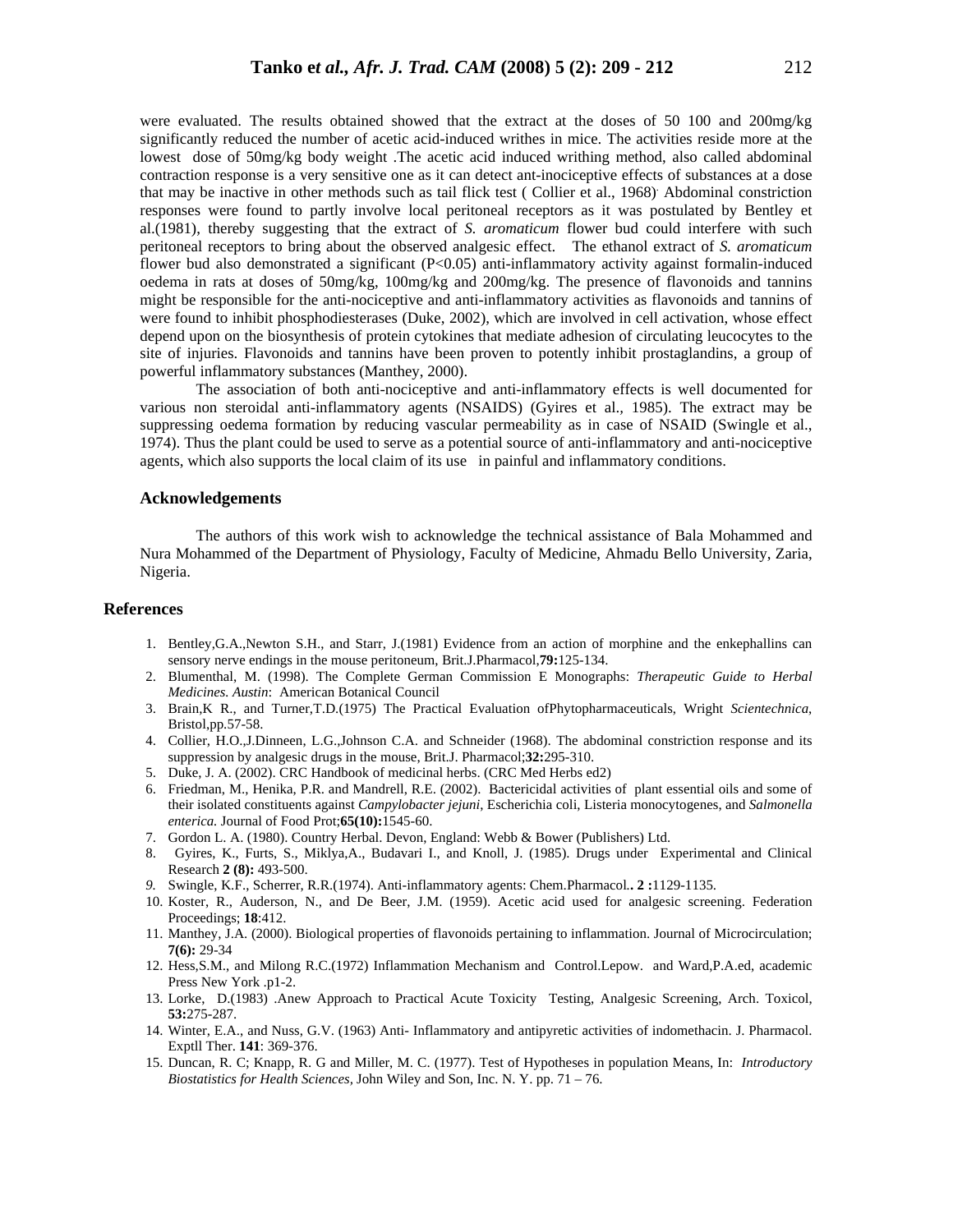were evaluated. The results obtained showed that the extract at the doses of 50 100 and 200mg/kg significantly reduced the number of acetic acid-induced writhes in mice. The activities reside more at the lowest dose of 50mg/kg body weight .The acetic acid induced writhing method, also called abdominal contraction response is a very sensitive one as it can detect ant-inociceptive effects of substances at a dose that may be inactive in other methods such as tail flick test ( Collier et al., 1968). Abdominal constriction responses were found to partly involve local peritoneal receptors as it was postulated by Bentley et al.(1981), thereby suggesting that the extract of *S. aromaticum* flower bud could interfere with such peritoneal receptors to bring about the observed analgesic effect. The ethanol extract of *S. aromaticum* flower bud also demonstrated a significant (P<0.05) anti-inflammatory activity against formalin-induced oedema in rats at doses of 50mg/kg, 100mg/kg and 200mg/kg. The presence of flavonoids and tannins might be responsible for the anti-nociceptive and anti-inflammatory activities as flavonoids and tannins of were found to inhibit phosphodiesterases (Duke, 2002), which are involved in cell activation, whose effect depend upon on the biosynthesis of protein cytokines that mediate adhesion of circulating leucocytes to the site of injuries. Flavonoids and tannins have been proven to potently inhibit prostaglandins, a group of powerful inflammatory substances (Manthey, 2000).

The association of both anti-nociceptive and anti-inflammatory effects is well documented for various non steroidal anti-inflammatory agents (NSAIDS) (Gyires et al., 1985). The extract may be suppressing oedema formation by reducing vascular permeability as in case of NSAID (Swingle et al., 1974). Thus the plant could be used to serve as a potential source of anti-inflammatory and anti-nociceptive agents, which also supports the local claim of its use in painful and inflammatory conditions.

### Acknowledgements

The authors of this work wish to acknowledge the technical assistance of Bala Mohammed and Nura Mohammed of the Department of Physiology, Faculty of Medicine, Ahmadu Bello University, Zaria, Nigeria.

## References

1. Bentley,G.A.,Newton S.H., and Starr, J.(1981) Evidence from an action of morphine and the enkephallins can sensory nerve endings in the mouse peritoneum, Brit.J.Pharmacol,**79:**125-134.
2. Blumenthal, M. (1998). The Complete German Commission E Monographs: *Therapeutic Guide to Herbal Medicines. Austin*: American Botanical Council
3. Brain,K R., and Turner,T.D.(1975) The Practical Evaluation ofPhytopharmaceuticals, Wright *Scientechnica*, Bristol,pp.57-58.
4. Collier, H.O.,J.Dinneen, L.G.,Johnson C.A. and Schneider (1968). The abdominal constriction response and its suppression by analgesic drugs in the mouse, Brit.J. Pharmacol;**32:**295-310.
5. Duke, J. A. (2002). CRC Handbook of medicinal herbs. (CRC Med Herbs ed2)
6. Friedman, M., Henika, P.R. and Mandrell, R.E. (2002). Bactericidal activities of plant essential oils and some of their isolated constituents against *Campylobacter jejuni*, Escherichia coli, Listeria monocytogenes, and *Salmonella enterica.* Journal of Food Prot;**65(10):**1545-60.
7. Gordon L. A. (1980). Country Herbal. Devon, England: Webb & Bower (Publishers) Ltd.
8. Gyires, K., Furts, S., Miklya,A., Budavari I., and Knoll, J. (1985). Drugs under Experimental and Clinical Research **2 (8):** 493-500.
9. Swingle, K.F., Scherrer, R.R.(1974). Anti-inflammatory agents: Chem.Pharmacol**. 2 :**1129-1135.
10. Koster, R., Auderson, N., and De Beer, J.M. (1959). Acetic acid used for analgesic screening. Federation Proceedings; **18**:412.
11. Manthey, J.A. (2000). Biological properties of flavonoids pertaining to inflammation. Journal of Microcirculation; **7(6):** 29-34
12. Hess,S.M., and Milong R.C.(1972) Inflammation Mechanism and Control.Lepow. and Ward,P.A.ed, academic Press New York .p1-2.
13. Lorke, D.(1983) .Anew Approach to Practical Acute Toxicity Testing, Analgesic Screening, Arch. Toxicol, **53:**275-287.
14. Winter, E.A., and Nuss, G.V. (1963) Anti- Inflammatory and antipyretic activities of indomethacin. J. Pharmacol. Exptll Ther. **141**: 369-376.
15. Duncan, R. C; Knapp, R. G and Miller, M. C. (1977). Test of Hypotheses in population Means, In: *Introductory Biostatistics for Health Sciences*, John Wiley and Son, Inc. N. Y. pp. 71 – 76.